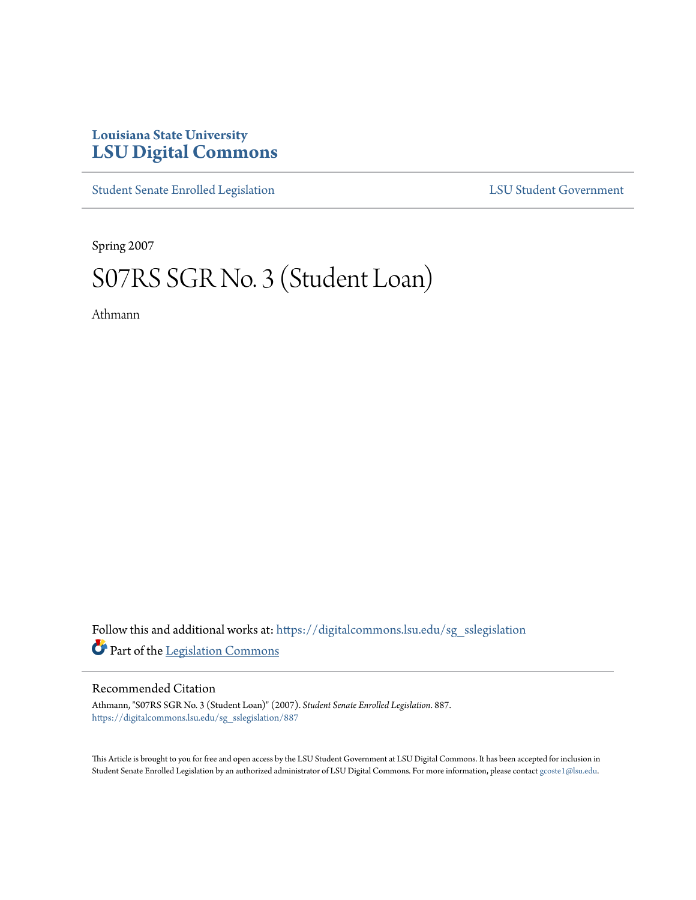Louisiana State University

# LSU Digital Commons

Student Senate Enrolled Legislation | LSU Student Government

Spring 2007

# S07RS SGR No. 3 (Student Loan)

Athmann

Follow this and additional works at: https://digitalcommons.lsu.edu/sg_sslegislation

Part of the Legislation Commons

## Recommended Citation

Athmann, "S07RS SGR No. 3 (Student Loan)" (2007). *Student Senate Enrolled Legislation*. 887.
https://digitalcommons.lsu.edu/sg_sslegislation/887

This Article is brought to you for free and open access by the LSU Student Government at LSU Digital Commons. It has been accepted for inclusion in Student Senate Enrolled Legislation by an authorized administrator of LSU Digital Commons. For more information, please contact gcoste1@lsu.edu.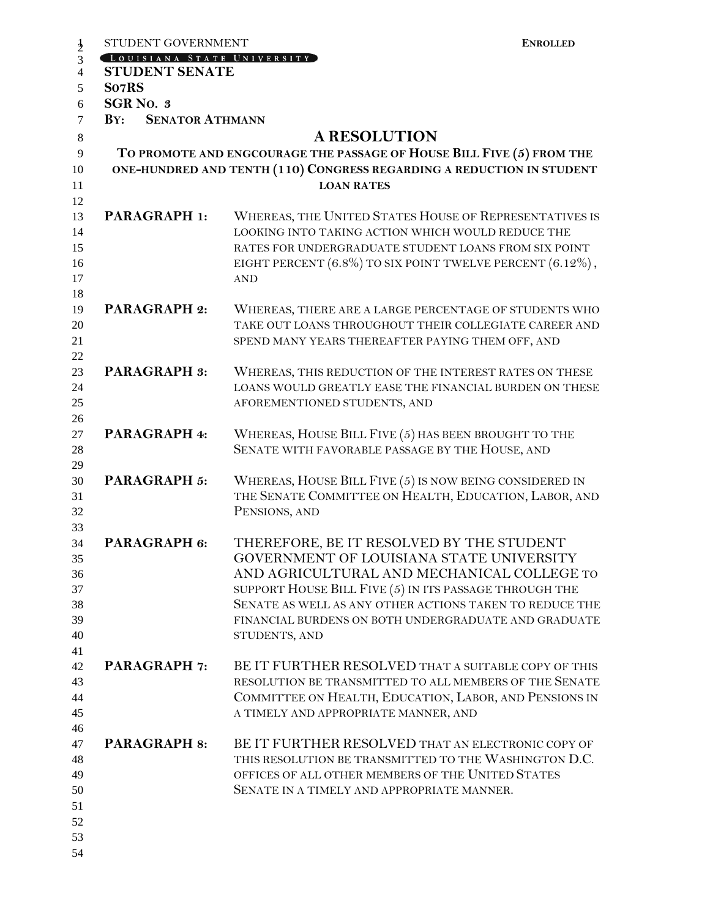STUDENT GOVERNMENT **ENROLLED**

LOUISIANA STATE UNIVERSITY

**STUDENT SENATE**

**S07RS**

**SGR NO. 3**

**BY: SENATOR ATHMANN**

# A RESOLUTION

## TO PROMOTE AND ENGCOURAGE THE PASSAGE OF HOUSE BILL FIVE (5) FROM THE ONE-HUNDRED AND TENTH (110) CONGRESS REGARDING A REDUCTION IN STUDENT LOAN RATES

**PARAGRAPH 1:** WHEREAS, THE UNITED STATES HOUSE OF REPRESENTATIVES IS LOOKING INTO TAKING ACTION WHICH WOULD REDUCE THE RATES FOR UNDERGRADUATE STUDENT LOANS FROM SIX POINT EIGHT PERCENT (6.8%) TO SIX POINT TWELVE PERCENT (6.12%), AND

**PARAGRAPH 2:** WHEREAS, THERE ARE A LARGE PERCENTAGE OF STUDENTS WHO TAKE OUT LOANS THROUGHOUT THEIR COLLEGIATE CAREER AND SPEND MANY YEARS THEREAFTER PAYING THEM OFF, AND

**PARAGRAPH 3:** WHEREAS, THIS REDUCTION OF THE INTEREST RATES ON THESE LOANS WOULD GREATLY EASE THE FINANCIAL BURDEN ON THESE AFOREMENTIONED STUDENTS, AND

**PARAGRAPH 4:** WHEREAS, HOUSE BILL FIVE (5) HAS BEEN BROUGHT TO THE SENATE WITH FAVORABLE PASSAGE BY THE HOUSE, AND

**PARAGRAPH 5:** WHEREAS, HOUSE BILL FIVE (5) IS NOW BEING CONSIDERED IN THE SENATE COMMITTEE ON HEALTH, EDUCATION, LABOR, AND PENSIONS, AND

**PARAGRAPH 6:** THEREFORE, BE IT RESOLVED BY THE STUDENT GOVERNMENT OF LOUISIANA STATE UNIVERSITY AND AGRICULTURAL AND MECHANICAL COLLEGE TO SUPPORT HOUSE BILL FIVE (5) IN ITS PASSAGE THROUGH THE SENATE AS WELL AS ANY OTHER ACTIONS TAKEN TO REDUCE THE FINANCIAL BURDENS ON BOTH UNDERGRADUATE AND GRADUATE STUDENTS, AND

**PARAGRAPH 7:** BE IT FURTHER RESOLVED THAT A SUITABLE COPY OF THIS RESOLUTION BE TRANSMITTED TO ALL MEMBERS OF THE SENATE COMMITTEE ON HEALTH, EDUCATION, LABOR, AND PENSIONS IN A TIMELY AND APPROPRIATE MANNER, AND

**PARAGRAPH 8:** BE IT FURTHER RESOLVED THAT AN ELECTRONIC COPY OF THIS RESOLUTION BE TRANSMITTED TO THE WASHINGTON D.C. OFFICES OF ALL OTHER MEMBERS OF THE UNITED STATES SENATE IN A TIMELY AND APPROPRIATE MANNER.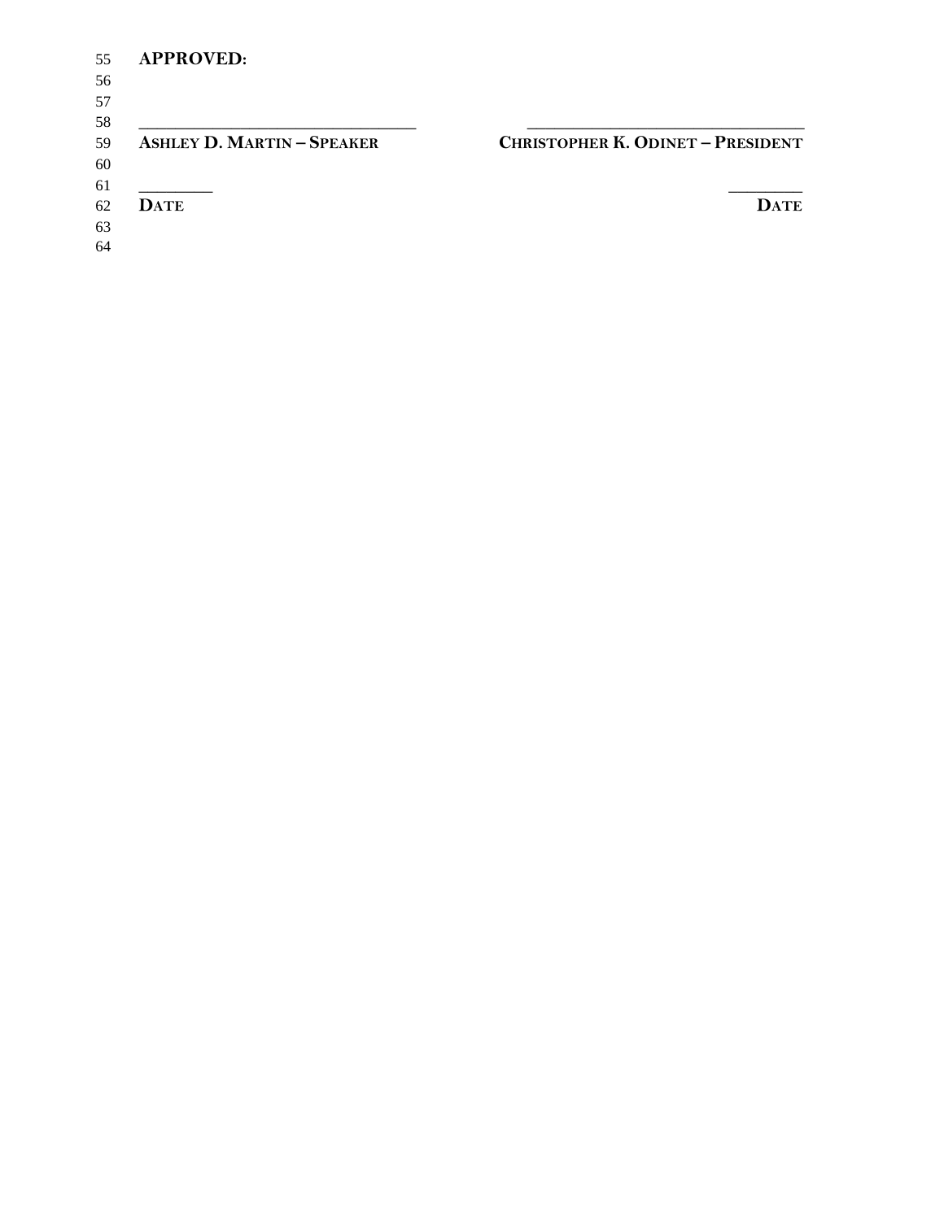**APPROVED:**

\_\_\_\_\_\_\_\_\_\_\_\_\_\_\_\_\_\_\_\_\_\_\_\_\_\_\_\_\_\_\_\_
**ASHLEY D. MARTIN – SPEAKER**

\_\_\_\_\_\_\_\_\_\_\_\_\_\_\_\_\_\_\_\_\_\_\_\_\_\_\_\_\_\_\_\_
**CHRISTOPHER K. ODINET – PRESIDENT**

\_\_\_\_\_\_\_\_
**DATE**

\_\_\_\_\_\_\_\_
**DATE**